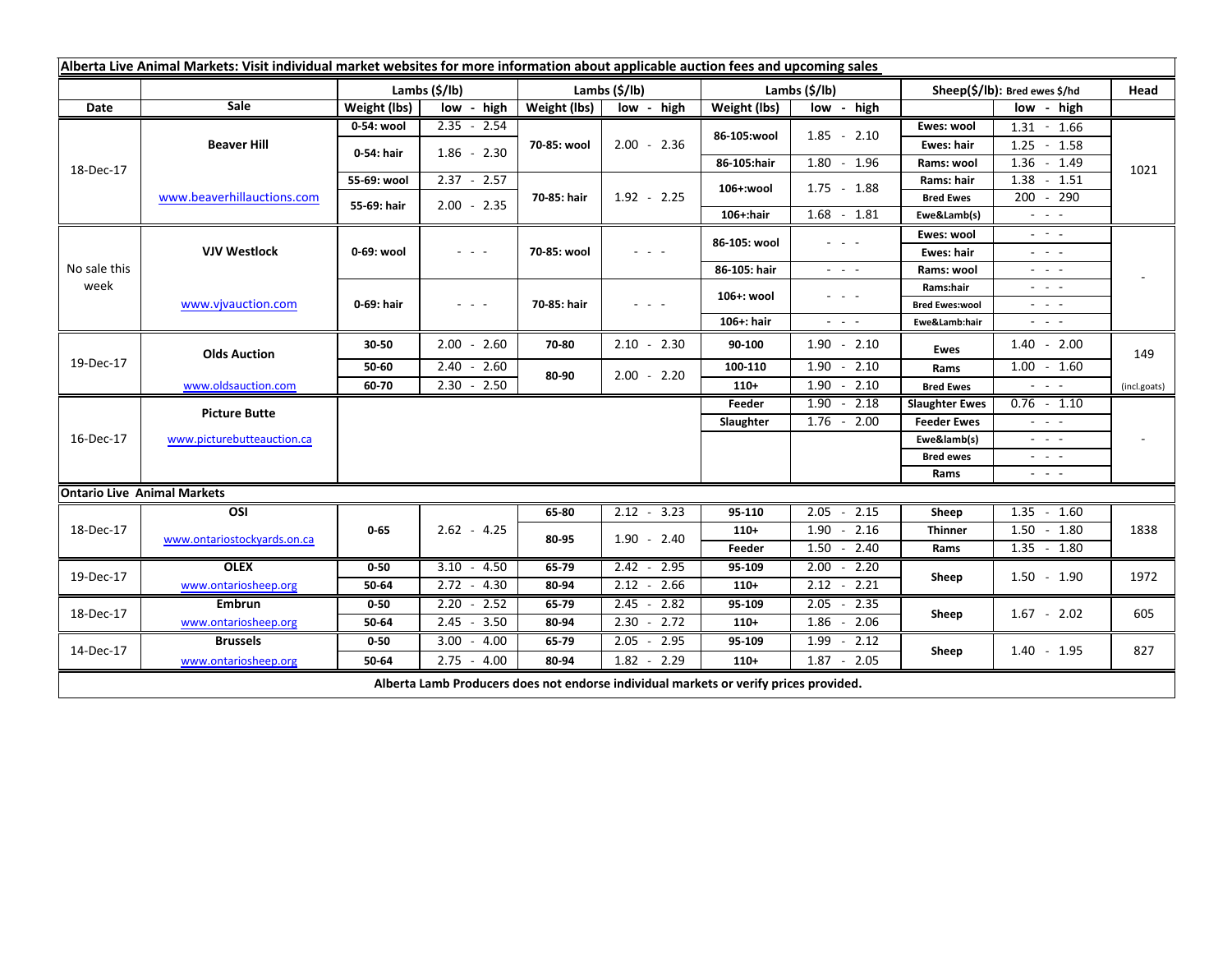**Alberta Live Animal Markets: Visit individual market websites for more information about applicable auction fees and upcoming sales**

| Date | Sale | Lambs ($/lb) | | Lambs ($/lb) | | Lambs ($/lb) | | Sheep($/lb): Bred ewes $/hd | | Head |
|---|---|---|---|---|---|---|---|---|---|---|
| | | Weight (lbs) | low - high | Weight (lbs) | low - high | Weight (lbs) | low - high | | low - high | |
| 18-Dec-17 | Beaver Hill | 0-54: wool | 2.35 - 2.54 | 70-85: wool | 2.00 - 2.36 | 86-105:wool | 1.85 - 2.10 | Ewes: wool | 1.31 - 1.66 | 1021 |
| | | 0-54: hair | 1.86 - 2.30 | | | | | Ewes: hair | 1.25 - 1.58 | |
| | | | | | | 86-105:hair | 1.80 - 1.96 | Rams: wool | 1.36 - 1.49 | |
| | www.beaverhillauctions.com | 55-69: wool | 2.37 - 2.57 | 70-85: hair | 1.92 - 2.25 | 106+:wool | 1.75 - 1.88 | Rams: hair | 1.38 - 1.51 | |
| | | 55-69: hair | 2.00 - 2.35 | | | | | Bred Ewes | 200 - 290 | |
| | | | | | | 106+:hair | 1.68 - 1.81 | Ewe&Lamb(s) | - - - | |
| No sale this week | VJV Westlock | 0-69: wool | - - - | 70-85: wool | - - - | 86-105: wool | - - - | Ewes: wool | - - - | - |
| | | | | | | | | Ewes: hair | - - - | |
| | | | | | | 86-105: hair | - - - | Rams: wool | - - - | |
| | www.vjvauction.com | 0-69: hair | - - - | 70-85: hair | - - - | 106+: wool | - - - | Rams:hair | - - - | |
| | | | | | | | | Bred Ewes:wool | - - - | |
| | | | | | | 106+: hair | - - - | Ewe&Lamb:hair | - - - | |
| 19-Dec-17 | Olds Auction | 30-50 | 2.00 - 2.60 | 70-80 | 2.10 - 2.30 | 90-100 | 1.90 - 2.10 | Ewes | 1.40 - 2.00 | 149 |
| | | 50-60 | 2.40 - 2.60 | 80-90 | 2.00 - 2.20 | 100-110 | 1.90 - 2.10 | Rams | 1.00 - 1.60 | |
| | www.oldsauction.com | 60-70 | 2.30 - 2.50 | | | 110+ | 1.90 - 2.10 | Bred Ewes | - - - | (incl.goats) |
| 16-Dec-17 | Picture Butte | | | | | Feeder | 1.90 - 2.18 | Slaughter Ewes | 0.76 - 1.10 | - |
| | | | | | | Slaughter | 1.76 - 2.00 | Feeder Ewes | - - - | |
| | www.picturebutteauction.ca | | | | | | | Ewe&lamb(s) | - - - | |
| | | | | | | | | Bred ewes | - - - | |
| | | | | | | | | Rams | - - - | |
| **Ontario Live Animal Markets** | | | | | | | | | | |
| 18-Dec-17 | OSI | 0-65 | 2.62 - 4.25 | 65-80 | 2.12 - 3.23 | 95-110 | 2.05 - 2.15 | Sheep | 1.35 - 1.60 | 1838 |
| | www.ontariostockyards.on.ca | | | 80-95 | 1.90 - 2.40 | 110+ | 1.90 - 2.16 | Thinner | 1.50 - 1.80 | |
| | | | | | | Feeder | 1.50 - 2.40 | Rams | 1.35 - 1.80 | |
| 19-Dec-17 | OLEX | 0-50 | 3.10 - 4.50 | 65-79 | 2.42 - 2.95 | 95-109 | 2.00 - 2.20 | Sheep | 1.50 - 1.90 | 1972 |
| | www.ontariosheep.org | 50-64 | 2.72 - 4.30 | 80-94 | 2.12 - 2.66 | 110+ | 2.12 - 2.21 | | | |
| 18-Dec-17 | Embrun | 0-50 | 2.20 - 2.52 | 65-79 | 2.45 - 2.82 | 95-109 | 2.05 - 2.35 | Sheep | 1.67 - 2.02 | 605 |
| | www.ontariosheep.org | 50-64 | 2.45 - 3.50 | 80-94 | 2.30 - 2.72 | 110+ | 1.86 - 2.06 | | | |
| 14-Dec-17 | Brussels | 0-50 | 3.00 - 4.00 | 65-79 | 2.05 - 2.95 | 95-109 | 1.99 - 2.12 | Sheep | 1.40 - 1.95 | 827 |
| | www.ontariosheep.org | 50-64 | 2.75 - 4.00 | 80-94 | 1.82 - 2.29 | 110+ | 1.87 - 2.05 | | | |

**Alberta Lamb Producers does not endorse individual markets or verify prices provided.**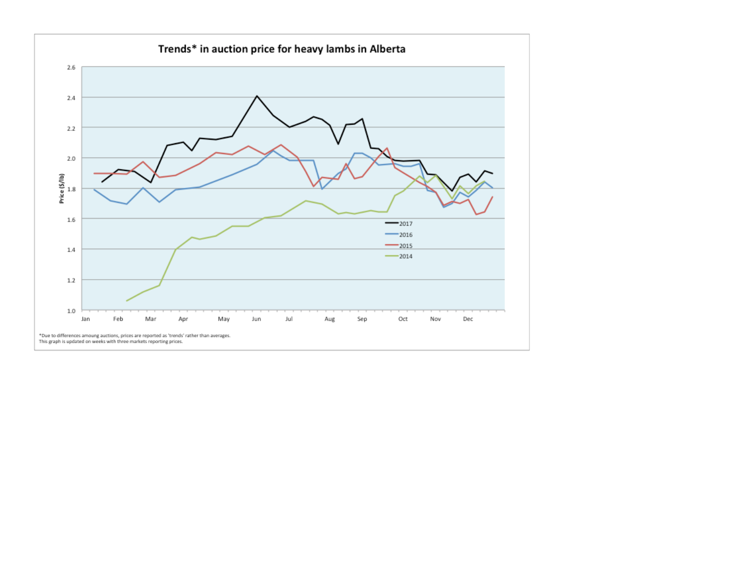# Trends* in auction price for heavy lambs in Alberta

Price ($/lb)

2.6
2.4
2.2
2.0
1.8
1.6
1.4
1.2
1.0

Jan Feb Mar Apr May Jun Jul Aug Sep Oct Nov Dec

2017
2016
2015
2014

*Due to differences amoung auctions, prices are reported as 'trends' rather than averages.
This graph is updated on weeks with three markets reporting prices.